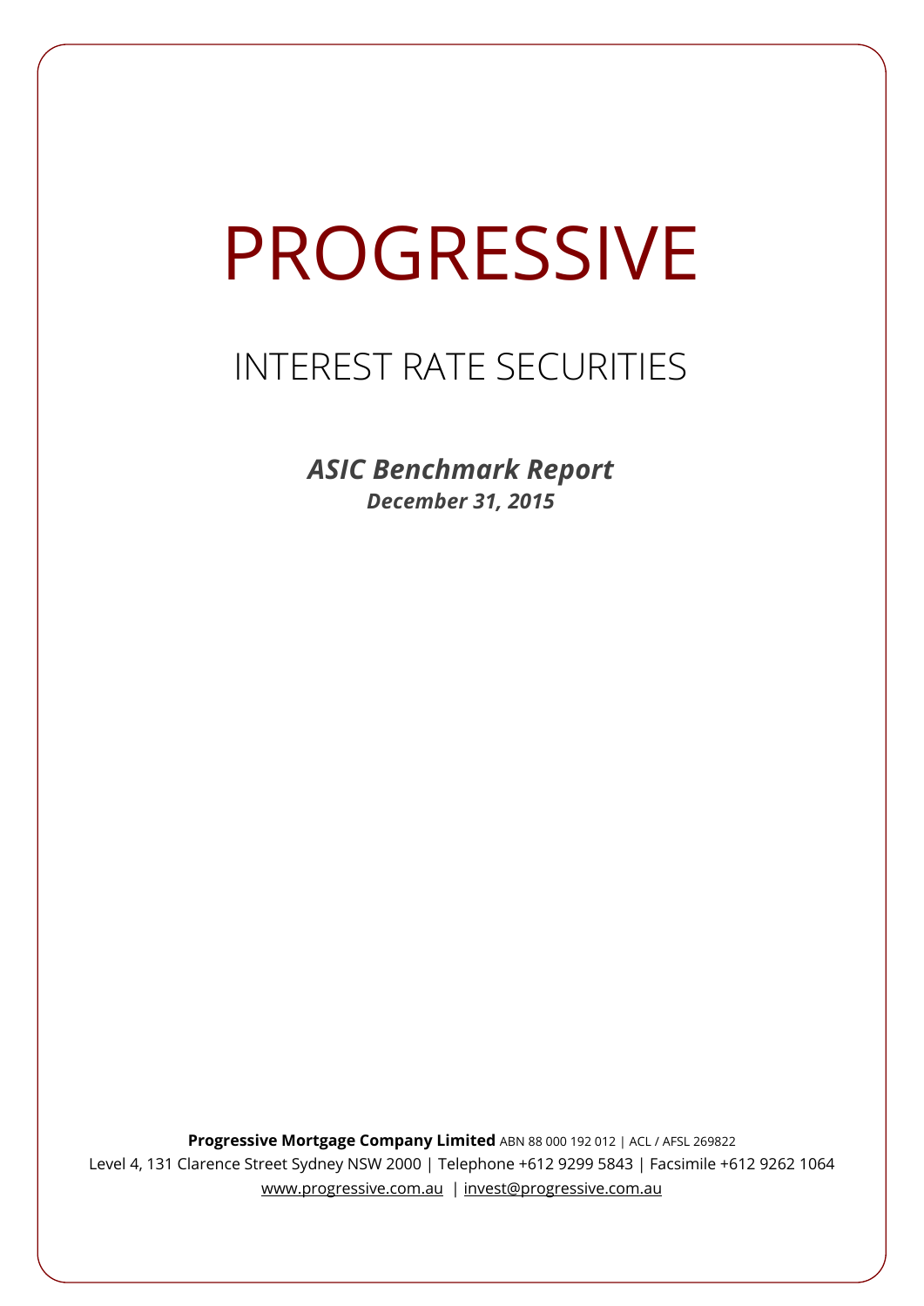# PROGRESSIVE

## INTEREST RATE SECURITIES

***ASIC Benchmark Report***
***December 31, 2015***

**Progressive Mortgage Company Limited** ABN 88 000 192 012 | ACL / AFSL 269822
Level 4, 131 Clarence Street Sydney NSW 2000 | Telephone +612 9299 5843 | Facsimile +612 9262 1064
www.progressive.com.au | invest@progressive.com.au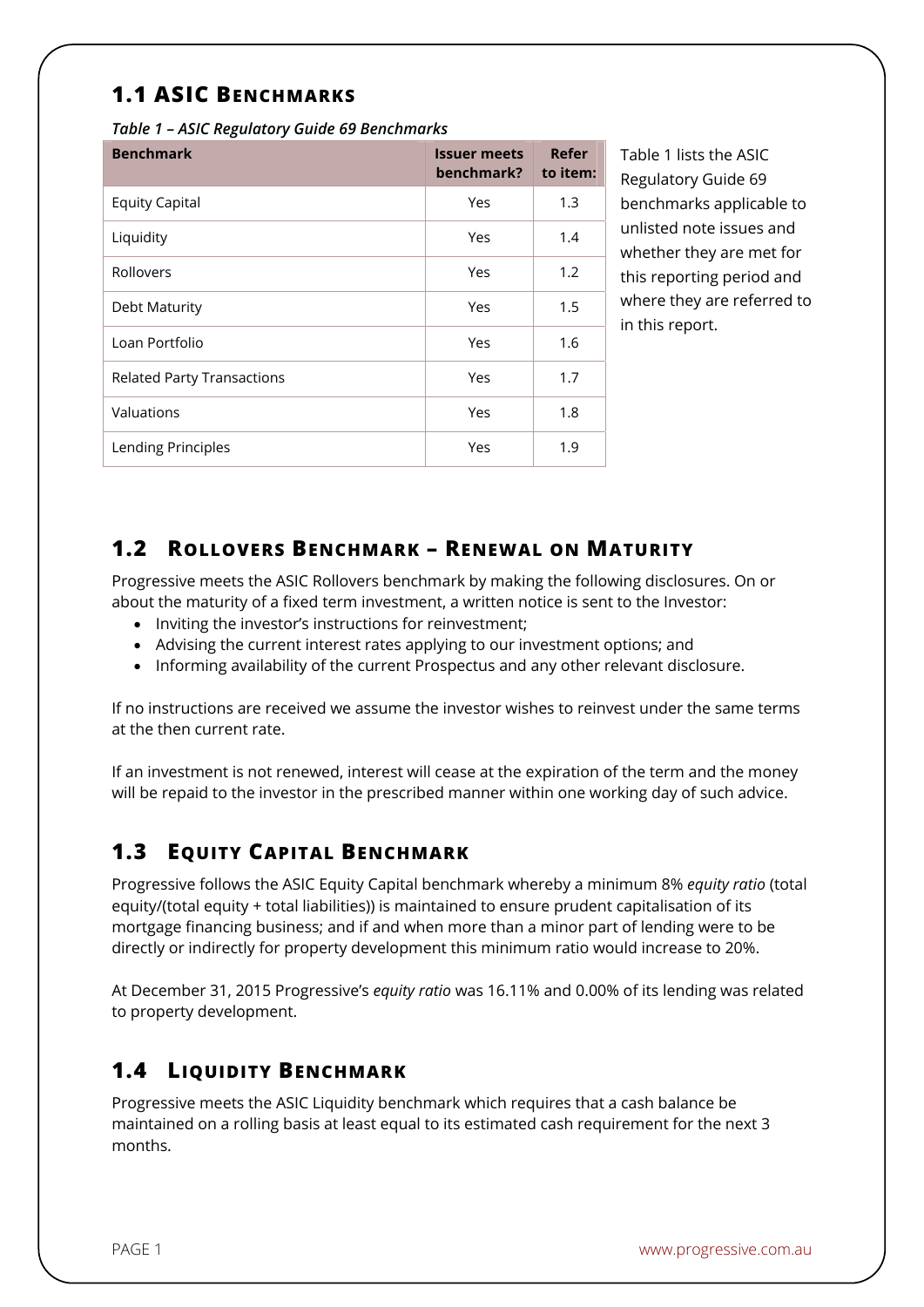## 1.1 ASIC Benchmarks

***Table 1 – ASIC Regulatory Guide 69 Benchmarks***

| Benchmark | Issuer meets benchmark? | Refer to item: |
|---|---|---|
| Equity Capital | Yes | 1.3 |
| Liquidity | Yes | 1.4 |
| Rollovers | Yes | 1.2 |
| Debt Maturity | Yes | 1.5 |
| Loan Portfolio | Yes | 1.6 |
| Related Party Transactions | Yes | 1.7 |
| Valuations | Yes | 1.8 |
| Lending Principles | Yes | 1.9 |

Table 1 lists the ASIC Regulatory Guide 69 benchmarks applicable to unlisted note issues and whether they are met for this reporting period and where they are referred to in this report.

## 1.2 Rollovers Benchmark – Renewal on Maturity

Progressive meets the ASIC Rollovers benchmark by making the following disclosures. On or about the maturity of a fixed term investment, a written notice is sent to the Investor:

- Inviting the investor's instructions for reinvestment;
- Advising the current interest rates applying to our investment options; and
- Informing availability of the current Prospectus and any other relevant disclosure.

If no instructions are received we assume the investor wishes to reinvest under the same terms at the then current rate.

If an investment is not renewed, interest will cease at the expiration of the term and the money will be repaid to the investor in the prescribed manner within one working day of such advice.

## 1.3 Equity Capital Benchmark

Progressive follows the ASIC Equity Capital benchmark whereby a minimum 8% *equity ratio* (total equity/(total equity + total liabilities)) is maintained to ensure prudent capitalisation of its mortgage financing business; and if and when more than a minor part of lending were to be directly or indirectly for property development this minimum ratio would increase to 20%.

At December 31, 2015 Progressive's *equity ratio* was 16.11% and 0.00% of its lending was related to property development.

## 1.4 Liquidity Benchmark

Progressive meets the ASIC Liquidity benchmark which requires that a cash balance be maintained on a rolling basis at least equal to its estimated cash requirement for the next 3 months.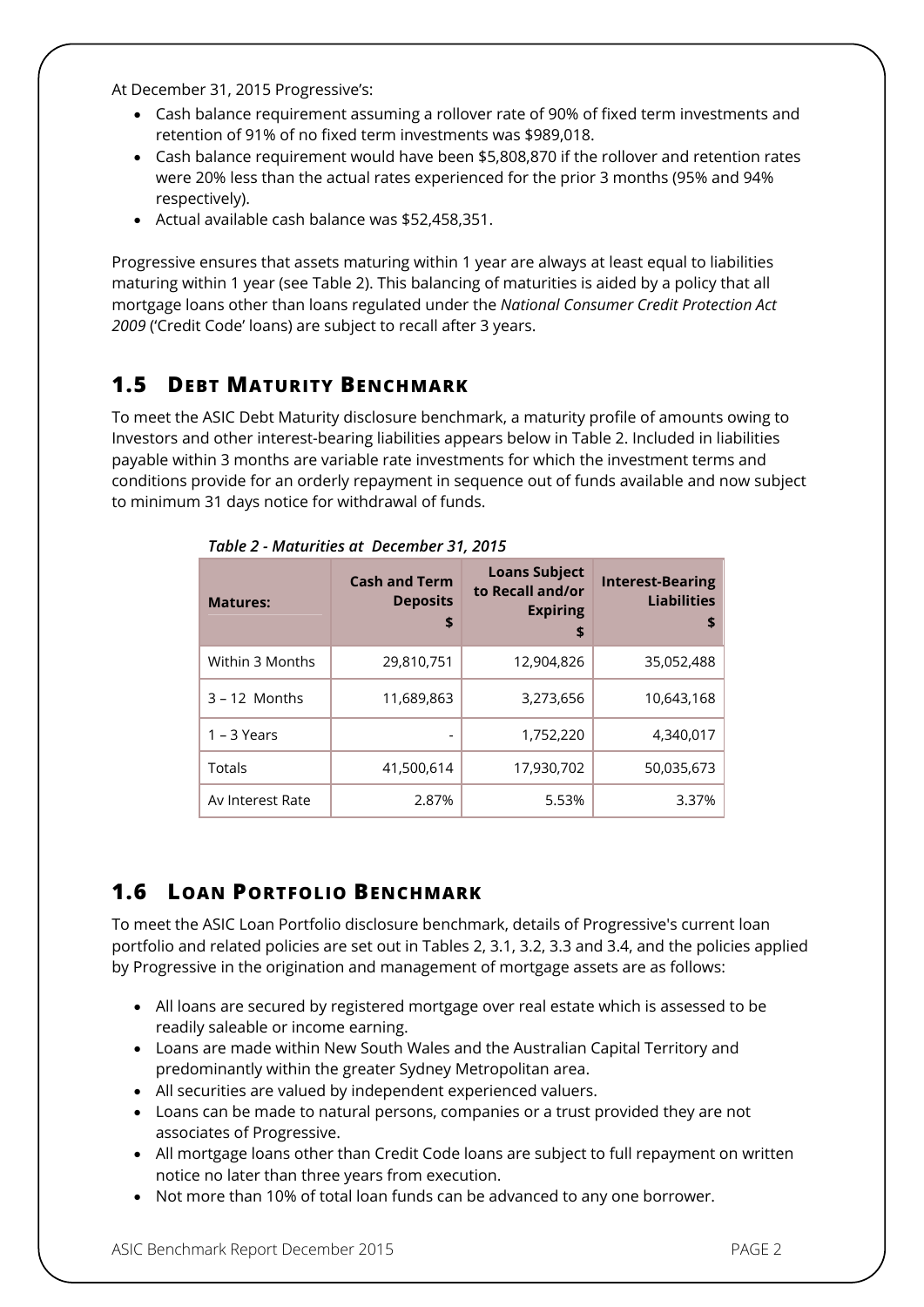At December 31, 2015 Progressive's:

- Cash balance requirement assuming a rollover rate of 90% of fixed term investments and retention of 91% of no fixed term investments was $989,018.
- Cash balance requirement would have been $5,808,870 if the rollover and retention rates were 20% less than the actual rates experienced for the prior 3 months (95% and 94% respectively).
- Actual available cash balance was $52,458,351.

Progressive ensures that assets maturing within 1 year are always at least equal to liabilities maturing within 1 year (see Table 2). This balancing of maturities is aided by a policy that all mortgage loans other than loans regulated under the *National Consumer Credit Protection Act 2009* ('Credit Code' loans) are subject to recall after 3 years.

## 1.5 DEBT MATURITY BENCHMARK

To meet the ASIC Debt Maturity disclosure benchmark, a maturity profile of amounts owing to Investors and other interest-bearing liabilities appears below in Table 2. Included in liabilities payable within 3 months are variable rate investments for which the investment terms and conditions provide for an orderly repayment in sequence out of funds available and now subject to minimum 31 days notice for withdrawal of funds.

*Table 2 - Maturities at December 31, 2015*

| Matures: | Cash and Term Deposits $ | Loans Subject to Recall and/or Expiring $ | Interest-Bearing Liabilities $ |
|---|---|---|---|
| Within 3 Months | 29,810,751 | 12,904,826 | 35,052,488 |
| 3 – 12 Months | 11,689,863 | 3,273,656 | 10,643,168 |
| 1 – 3 Years | - | 1,752,220 | 4,340,017 |
| Totals | 41,500,614 | 17,930,702 | 50,035,673 |
| Av Interest Rate | 2.87% | 5.53% | 3.37% |

## 1.6 LOAN PORTFOLIO BENCHMARK

To meet the ASIC Loan Portfolio disclosure benchmark, details of Progressive's current loan portfolio and related policies are set out in Tables 2, 3.1, 3.2, 3.3 and 3.4, and the policies applied by Progressive in the origination and management of mortgage assets are as follows:

- All loans are secured by registered mortgage over real estate which is assessed to be readily saleable or income earning.
- Loans are made within New South Wales and the Australian Capital Territory and predominantly within the greater Sydney Metropolitan area.
- All securities are valued by independent experienced valuers.
- Loans can be made to natural persons, companies or a trust provided they are not associates of Progressive.
- All mortgage loans other than Credit Code loans are subject to full repayment on written notice no later than three years from execution.
- Not more than 10% of total loan funds can be advanced to any one borrower.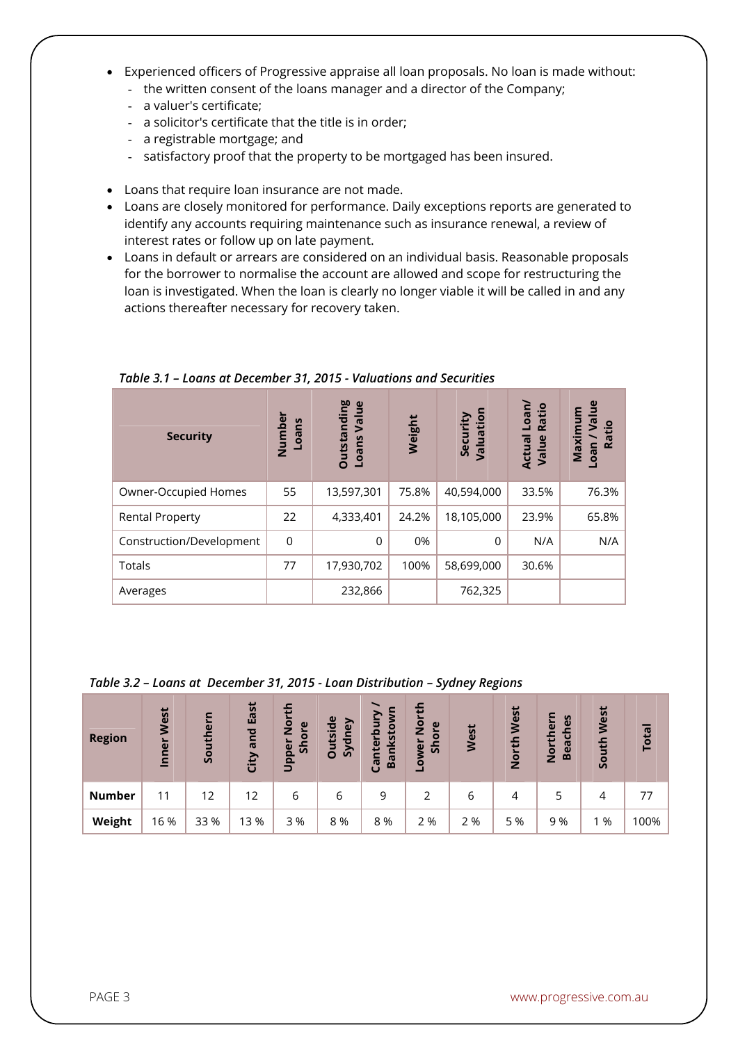- Experienced officers of Progressive appraise all loan proposals. No loan is made without:
  - the written consent of the loans manager and a director of the Company;
  - a valuer's certificate;
  - a solicitor's certificate that the title is in order;
  - a registrable mortgage; and
  - satisfactory proof that the property to be mortgaged has been insured.

- Loans that require loan insurance are not made.
- Loans are closely monitored for performance. Daily exceptions reports are generated to identify any accounts requiring maintenance such as insurance renewal, a review of interest rates or follow up on late payment.
- Loans in default or arrears are considered on an individual basis. Reasonable proposals for the borrower to normalise the account are allowed and scope for restructuring the loan is investigated. When the loan is clearly no longer viable it will be called in and any actions thereafter necessary for recovery taken.

*Table 3.1 – Loans at December 31, 2015 - Valuations and Securities*

| Security | Number Loans | Outstanding Loans Value | Weight | Security Valuation | Actual Loan/ Value Ratio | Maximum Loan / Value Ratio |
|---|---|---|---|---|---|---|
| Owner-Occupied Homes | 55 | 13,597,301 | 75.8% | 40,594,000 | 33.5% | 76.3% |
| Rental Property | 22 | 4,333,401 | 24.2% | 18,105,000 | 23.9% | 65.8% |
| Construction/Development | 0 | 0 | 0% | 0 | N/A | N/A |
| Totals | 77 | 17,930,702 | 100% | 58,699,000 | 30.6% | |
| Averages | | 232,866 | | 762,325 | | |

*Table 3.2 – Loans at December 31, 2015 - Loan Distribution – Sydney Regions*

| Region | Inner West | Southern | City and East | Upper North Shore | Outside Sydney | Canterbury / Bankstown | Lower North Shore | West | North West | Northern Beaches | South West | Total |
|---|---|---|---|---|---|---|---|---|---|---|---|---|
| **Number** | 11 | 12 | 12 | 6 | 6 | 9 | 2 | 6 | 4 | 5 | 4 | 77 |
| **Weight** | 16 % | 33 % | 13 % | 3 % | 8 % | 8 % | 2 % | 2 % | 5 % | 9 % | 1 % | 100% |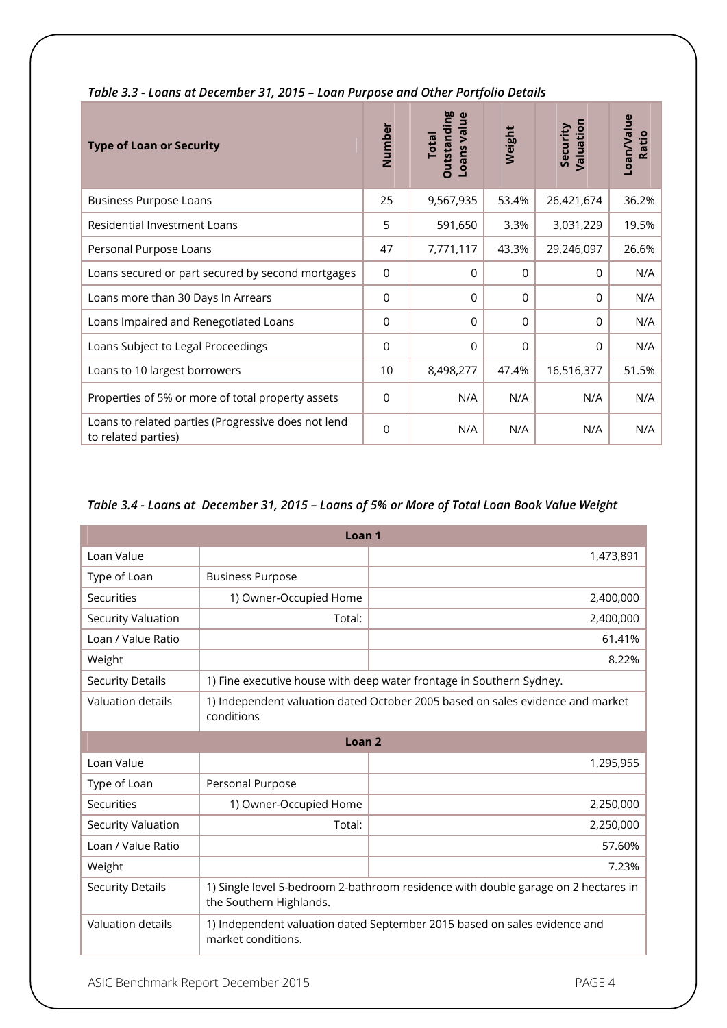*Table 3.3 - Loans at December 31, 2015 – Loan Purpose and Other Portfolio Details*

| Type of Loan or Security | Number | Total Outstanding Loans value | Weight | Security Valuation | Loan/Value Ratio |
|---|---|---|---|---|---|
| Business Purpose Loans | 25 | 9,567,935 | 53.4% | 26,421,674 | 36.2% |
| Residential Investment Loans | 5 | 591,650 | 3.3% | 3,031,229 | 19.5% |
| Personal Purpose Loans | 47 | 7,771,117 | 43.3% | 29,246,097 | 26.6% |
| Loans secured or part secured by second mortgages | 0 | 0 | 0 | 0 | N/A |
| Loans more than 30 Days In Arrears | 0 | 0 | 0 | 0 | N/A |
| Loans Impaired and Renegotiated Loans | 0 | 0 | 0 | 0 | N/A |
| Loans Subject to Legal Proceedings | 0 | 0 | 0 | 0 | N/A |
| Loans to 10 largest borrowers | 10 | 8,498,277 | 47.4% | 16,516,377 | 51.5% |
| Properties of 5% or more of total property assets | 0 | N/A | N/A | N/A | N/A |
| Loans to related parties (Progressive does not lend to related parties) | 0 | N/A | N/A | N/A | N/A |

*Table 3.4 - Loans at December 31, 2015 – Loans of 5% or More of Total Loan Book Value Weight*

| Loan 1 | | |
|---|---|---|
| Loan Value | | 1,473,891 |
| Type of Loan | Business Purpose | |
| Securities | 1) Owner-Occupied Home | 2,400,000 |
| Security Valuation | Total: | 2,400,000 |
| Loan / Value Ratio | | 61.41% |
| Weight | | 8.22% |
| Security Details | 1) Fine executive house with deep water frontage in Southern Sydney. | |
| Valuation details | 1) Independent valuation dated October 2005 based on sales evidence and market conditions | |
| **Loan 2** | | |
| Loan Value | | 1,295,955 |
| Type of Loan | Personal Purpose | |
| Securities | 1) Owner-Occupied Home | 2,250,000 |
| Security Valuation | Total: | 2,250,000 |
| Loan / Value Ratio | | 57.60% |
| Weight | | 7.23% |
| Security Details | 1) Single level 5-bedroom 2-bathroom residence with double garage on 2 hectares in the Southern Highlands. | |
| Valuation details | 1) Independent valuation dated September 2015 based on sales evidence and market conditions. | |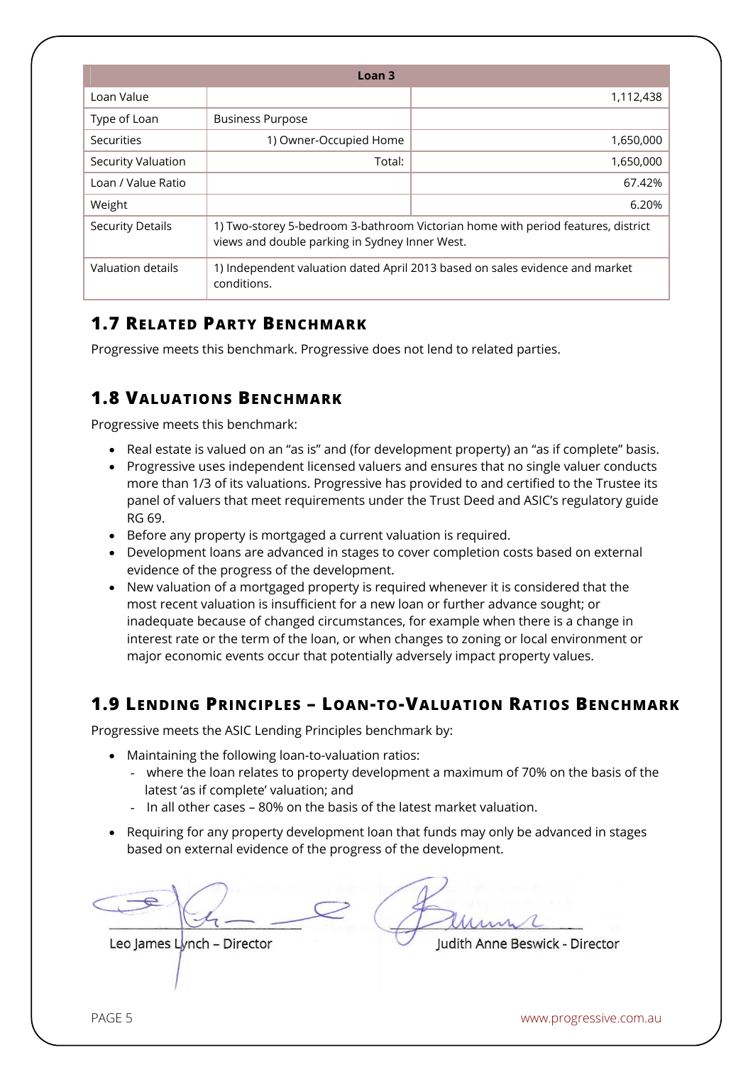| Loan 3 | | |
|---|---|---|
| Loan Value | | 1,112,438 |
| Type of Loan | Business Purpose | |
| Securities | 1) Owner-Occupied Home | 1,650,000 |
| Security Valuation | Total: | 1,650,000 |
| Loan / Value Ratio | | 67.42% |
| Weight | | 6.20% |
| Security Details | 1) Two-storey 5-bedroom 3-bathroom Victorian home with period features, district views and double parking in Sydney Inner West. | |
| Valuation details | 1) Independent valuation dated April 2013 based on sales evidence and market conditions. | |

## 1.7 Related Party Benchmark

Progressive meets this benchmark. Progressive does not lend to related parties.

## 1.8 Valuations Benchmark

Progressive meets this benchmark:

- Real estate is valued on an "as is" and (for development property) an "as if complete" basis.
- Progressive uses independent licensed valuers and ensures that no single valuer conducts more than 1/3 of its valuations. Progressive has provided to and certified to the Trustee its panel of valuers that meet requirements under the Trust Deed and ASIC's regulatory guide RG 69.
- Before any property is mortgaged a current valuation is required.
- Development loans are advanced in stages to cover completion costs based on external evidence of the progress of the development.
- New valuation of a mortgaged property is required whenever it is considered that the most recent valuation is insufficient for a new loan or further advance sought; or inadequate because of changed circumstances, for example when there is a change in interest rate or the term of the loan, or when changes to zoning or local environment or major economic events occur that potentially adversely impact property values.

## 1.9 Lending Principles – Loan-to-Valuation Ratios Benchmark

Progressive meets the ASIC Lending Principles benchmark by:

- Maintaining the following loan-to-valuation ratios:
  - where the loan relates to property development a maximum of 70% on the basis of the latest 'as if complete' valuation; and
  - In all other cases – 80% on the basis of the latest market valuation.
- Requiring for any property development loan that funds may only be advanced in stages based on external evidence of the progress of the development.

Leo James Lynch – Director

Judith Anne Beswick - Director

www.progressive.com.au